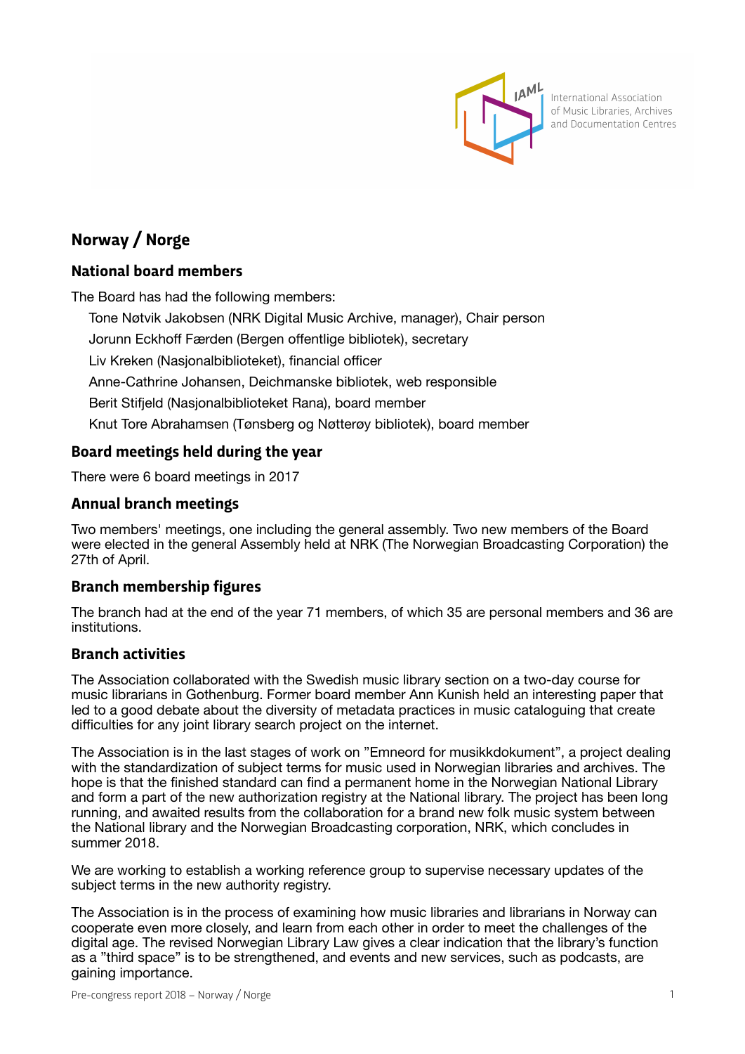International Association of Music Libraries, Archives and Documentation Centres

# Norway / Norge

## National board members

The Board has had the following members:

- Tone Nøtvik Jakobsen (NRK Digital Music Archive, manager), Chair person
- Jorunn Eckhoff Færden (Bergen offentlige bibliotek), secretary
- Liv Kreken (Nasjonalbiblioteket), financial officer
- Anne-Cathrine Johansen, Deichmanske bibliotek, web responsible
- Berit Stifjeld (Nasjonalbiblioteket Rana), board member
- Knut Tore Abrahamsen (Tønsberg og Nøtterøy bibliotek), board member

## Board meetings held during the year

There were 6 board meetings in 2017

## Annual branch meetings

Two members' meetings, one including the general assembly. Two new members of the Board were elected in the general Assembly held at NRK (The Norwegian Broadcasting Corporation) the 27th of April.

## Branch membership figures

The branch had at the end of the year 71 members, of which 35 are personal members and 36 are institutions.

## Branch activities

The Association collaborated with the Swedish music library section on a two-day course for music librarians in Gothenburg. Former board member Ann Kunish held an interesting paper that led to a good debate about the diversity of metadata practices in music cataloguing that create difficulties for any joint library search project on the internet.

The Association is in the last stages of work on "Emneord for musikkdokument", a project dealing with the standardization of subject terms for music used in Norwegian libraries and archives. The hope is that the finished standard can find a permanent home in the Norwegian National Library and form a part of the new authorization registry at the National library. The project has been long running, and awaited results from the collaboration for a brand new folk music system between the National library and the Norwegian Broadcasting corporation, NRK, which concludes in summer 2018.

We are working to establish a working reference group to supervise necessary updates of the subject terms in the new authority registry.

The Association is in the process of examining how music libraries and librarians in Norway can cooperate even more closely, and learn from each other in order to meet the challenges of the digital age. The revised Norwegian Library Law gives a clear indication that the library's function as a "third space" is to be strengthened, and events and new services, such as podcasts, are gaining importance.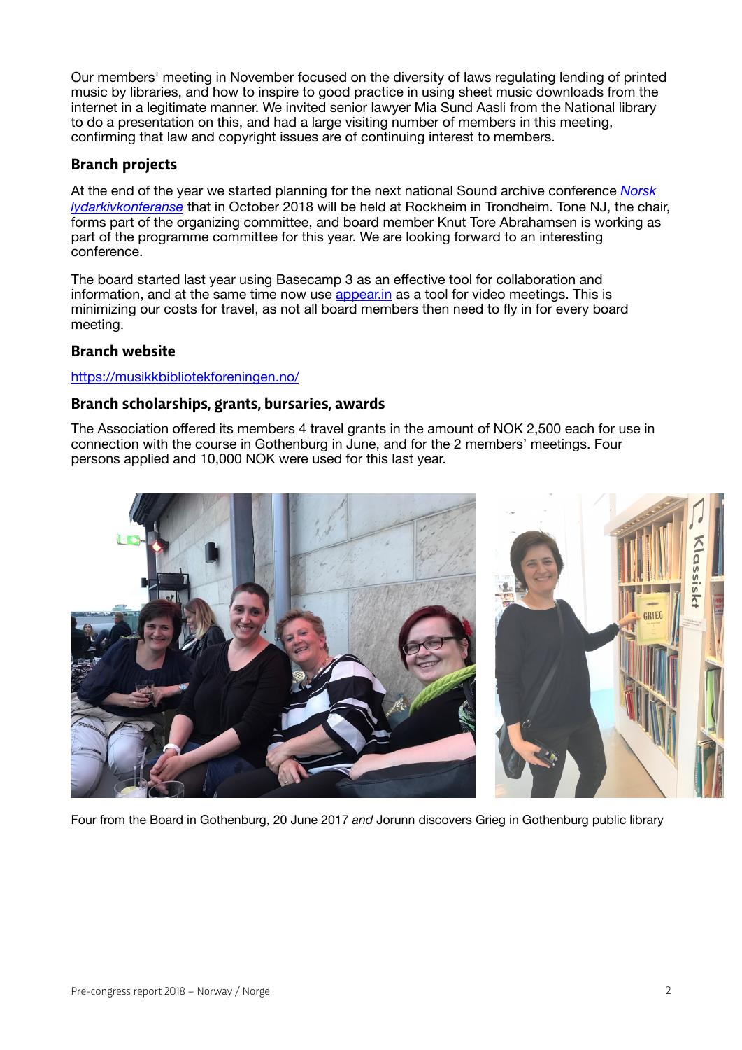Our members' meeting in November focused on the diversity of laws regulating lending of printed music by libraries, and how to inspire to good practice in using sheet music downloads from the internet in a legitimate manner. We invited senior lawyer Mia Sund Aasli from the National library to do a presentation on this, and had a large visiting number of members in this meeting, confirming that law and copyright issues are of continuing interest to members.

## Branch projects

At the end of the year we started planning for the next national Sound archive conference *Norsk lydarkivkonferanse* that in October 2018 will be held at Rockheim in Trondheim. Tone NJ, the chair, forms part of the organizing committee, and board member Knut Tore Abrahamsen is working as part of the programme committee for this year. We are looking forward to an interesting conference.

The board started last year using Basecamp 3 as an effective tool for collaboration and information, and at the same time now use appear.in as a tool for video meetings. This is minimizing our costs for travel, as not all board members then need to fly in for every board meeting.

## Branch website

https://musikkbibliotekforeningen.no/

## Branch scholarships, grants, bursaries, awards

The Association offered its members 4 travel grants in the amount of NOK 2,500 each for use in connection with the course in Gothenburg in June, and for the 2 members' meetings. Four persons applied and 10,000 NOK were used for this last year.

Four from the Board in Gothenburg, 20 June 2017 *and* Jorunn discovers Grieg in Gothenburg public library